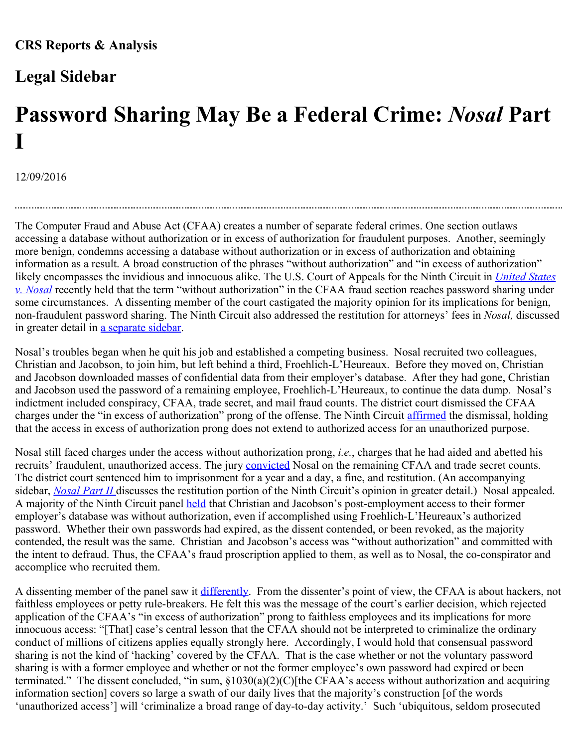**CRS Reports & Analysis**

## Legal Sidebar

# Password Sharing May Be a Federal Crime: *Nosal* Part I

12/09/2016

---

The Computer Fraud and Abuse Act (CFAA) creates a number of separate federal crimes. One section outlaws accessing a database without authorization or in excess of authorization for fraudulent purposes. Another, seemingly more benign, condemns accessing a database without authorization or in excess of authorization and obtaining information as a result. A broad construction of the phrases "without authorization" and "in excess of authorization" likely encompasses the invidious and innocuous alike. The U.S. Court of Appeals for the Ninth Circuit in *United States v. Nosal* recently held that the term "without authorization" in the CFAA fraud section reaches password sharing under some circumstances. A dissenting member of the court castigated the majority opinion for its implications for benign, non-fraudulent password sharing. The Ninth Circuit also addressed the restitution for attorneys' fees in *Nosal,* discussed in greater detail in a separate sidebar.

Nosal's troubles began when he quit his job and established a competing business. Nosal recruited two colleagues, Christian and Jacobson, to join him, but left behind a third, Froehlich-L'Heureaux. Before they moved on, Christian and Jacobson downloaded masses of confidential data from their employer's database. After they had gone, Christian and Jacobson used the password of a remaining employee, Froehlich-L'Heureaux, to continue the data dump. Nosal's indictment included conspiracy, CFAA, trade secret, and mail fraud counts. The district court dismissed the CFAA charges under the "in excess of authorization" prong of the offense. The Ninth Circuit affirmed the dismissal, holding that the access in excess of authorization prong does not extend to authorized access for an unauthorized purpose.

Nosal still faced charges under the access without authorization prong, *i.e.*, charges that he had aided and abetted his recruits' fraudulent, unauthorized access. The jury convicted Nosal on the remaining CFAA and trade secret counts. The district court sentenced him to imprisonment for a year and a day, a fine, and restitution. (An accompanying sidebar, *Nosal Part II* discusses the restitution portion of the Ninth Circuit's opinion in greater detail.) Nosal appealed. A majority of the Ninth Circuit panel held that Christian and Jacobson's post-employment access to their former employer's database was without authorization, even if accomplished using Froehlich-L'Heureaux's authorized password. Whether their own passwords had expired, as the dissent contended, or been revoked, as the majority contended, the result was the same. Christian and Jacobson's access was "without authorization" and committed with the intent to defraud. Thus, the CFAA's fraud proscription applied to them, as well as to Nosal, the co-conspirator and accomplice who recruited them.

A dissenting member of the panel saw it differently. From the dissenter's point of view, the CFAA is about hackers, not faithless employees or petty rule-breakers. He felt this was the message of the court's earlier decision, which rejected application of the CFAA's "in excess of authorization" prong to faithless employees and its implications for more innocuous access: "[That] case's central lesson that the CFAA should not be interpreted to criminalize the ordinary conduct of millions of citizens applies equally strongly here. Accordingly, I would hold that consensual password sharing is not the kind of 'hacking' covered by the CFAA. That is the case whether or not the voluntary password sharing is with a former employee and whether or not the former employee's own password had expired or been terminated." The dissent concluded, "in sum, §1030(a)(2)(C)[the CFAA's access without authorization and acquiring information section] covers so large a swath of our daily lives that the majority's construction [of the words 'unauthorized access'] will 'criminalize a broad range of day-to-day activity.' Such 'ubiquitous, seldom prosecuted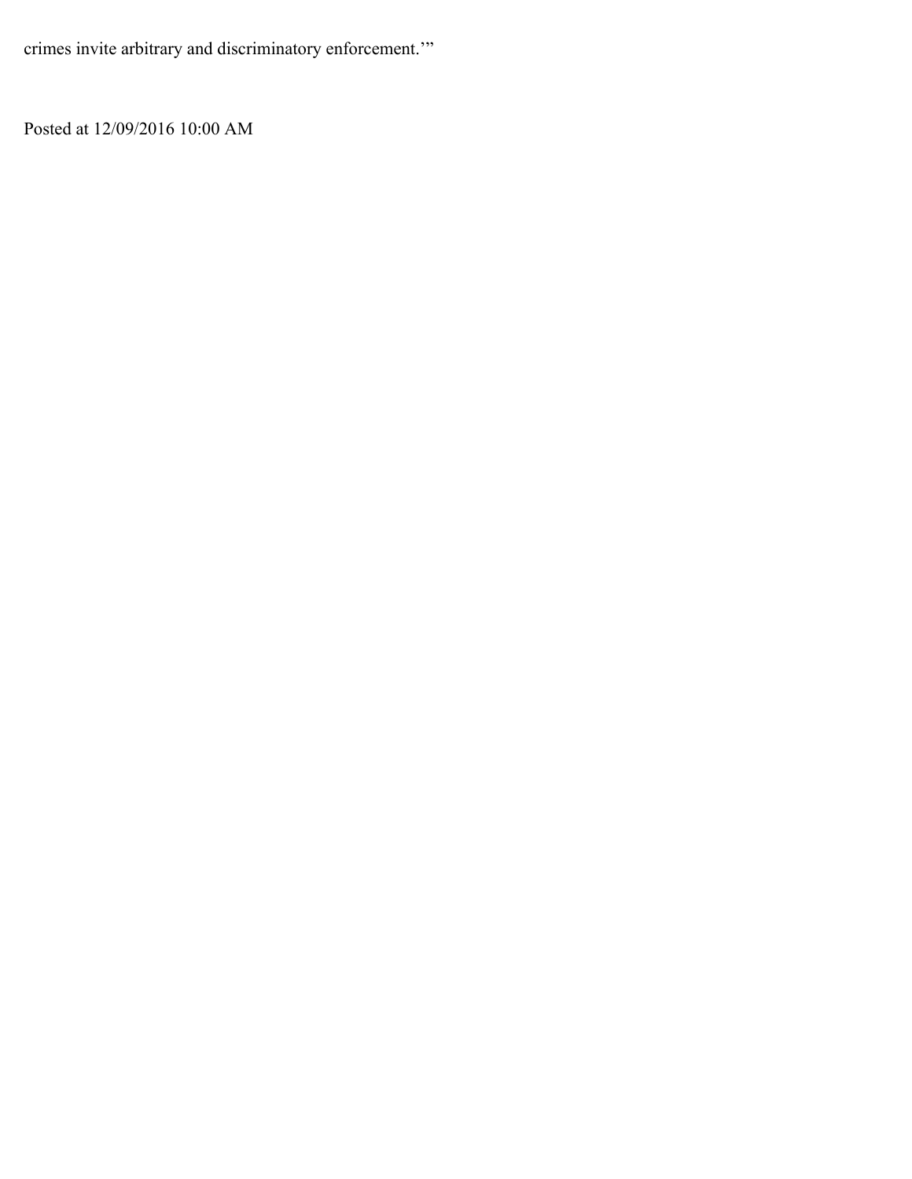crimes invite arbitrary and discriminatory enforcement.'"

Posted at 12/09/2016 10:00 AM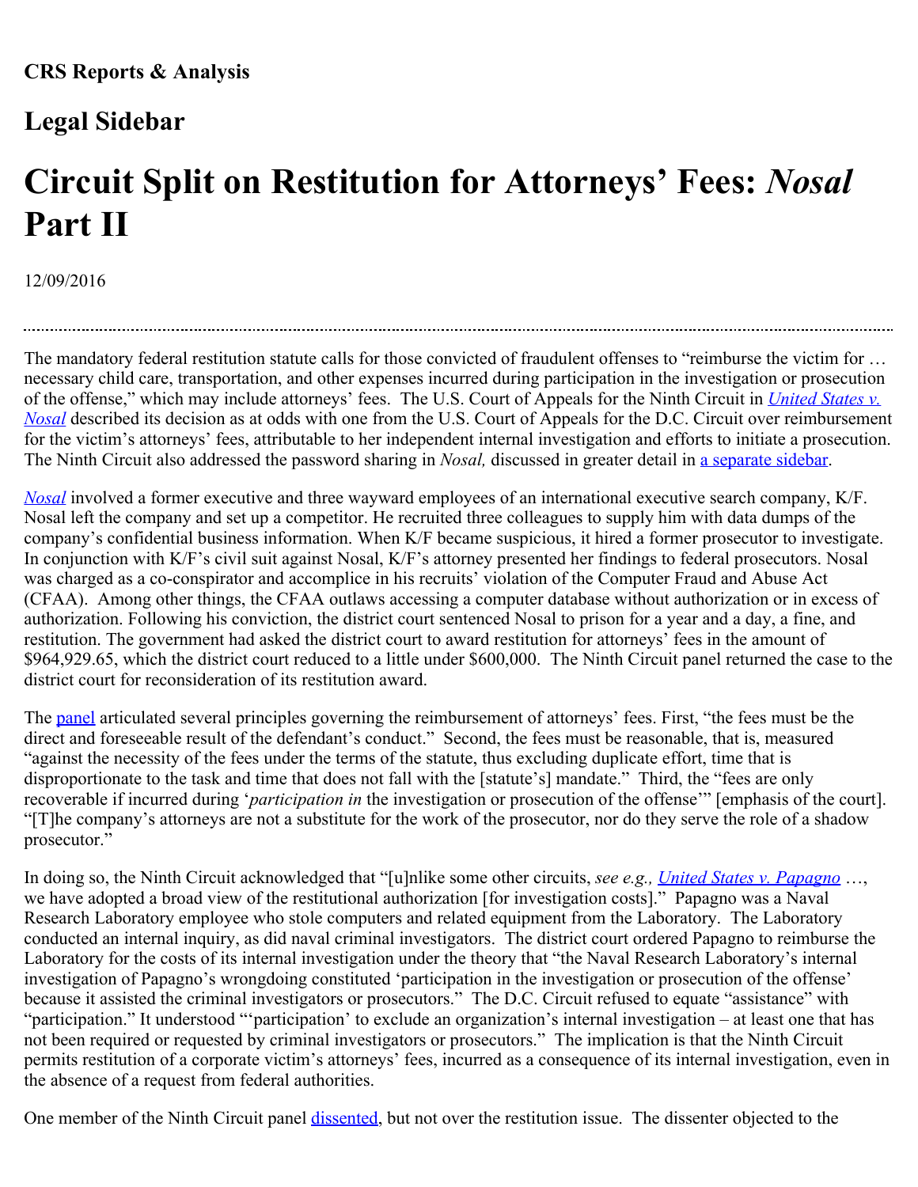**CRS Reports & Analysis**

## Legal Sidebar

# Circuit Split on Restitution for Attorneys' Fees: *Nosal* Part II

12/09/2016

The mandatory federal restitution statute calls for those convicted of fraudulent offenses to "reimburse the victim for … necessary child care, transportation, and other expenses incurred during participation in the investigation or prosecution of the offense," which may include attorneys' fees. The U.S. Court of Appeals for the Ninth Circuit in *United States v. Nosal* described its decision as at odds with one from the U.S. Court of Appeals for the D.C. Circuit over reimbursement for the victim's attorneys' fees, attributable to her independent internal investigation and efforts to initiate a prosecution. The Ninth Circuit also addressed the password sharing in *Nosal,* discussed in greater detail in a separate sidebar.

*Nosal* involved a former executive and three wayward employees of an international executive search company, K/F. Nosal left the company and set up a competitor. He recruited three colleagues to supply him with data dumps of the company's confidential business information. When K/F became suspicious, it hired a former prosecutor to investigate. In conjunction with K/F's civil suit against Nosal, K/F's attorney presented her findings to federal prosecutors. Nosal was charged as a co-conspirator and accomplice in his recruits' violation of the Computer Fraud and Abuse Act (CFAA). Among other things, the CFAA outlaws accessing a computer database without authorization or in excess of authorization. Following his conviction, the district court sentenced Nosal to prison for a year and a day, a fine, and restitution. The government had asked the district court to award restitution for attorneys' fees in the amount of $964,929.65, which the district court reduced to a little under $600,000. The Ninth Circuit panel returned the case to the district court for reconsideration of its restitution award.

The panel articulated several principles governing the reimbursement of attorneys' fees. First, "the fees must be the direct and foreseeable result of the defendant's conduct." Second, the fees must be reasonable, that is, measured "against the necessity of the fees under the terms of the statute, thus excluding duplicate effort, time that is disproportionate to the task and time that does not fall with the [statute's] mandate." Third, the "fees are only recoverable if incurred during '*participation in* the investigation or prosecution of the offense'" [emphasis of the court]. "[T]he company's attorneys are not a substitute for the work of the prosecutor, nor do they serve the role of a shadow prosecutor."

In doing so, the Ninth Circuit acknowledged that "[u]nlike some other circuits, *see e.g., United States v. Papagno* …, we have adopted a broad view of the restitutional authorization [for investigation costs]." Papagno was a Naval Research Laboratory employee who stole computers and related equipment from the Laboratory. The Laboratory conducted an internal inquiry, as did naval criminal investigators. The district court ordered Papagno to reimburse the Laboratory for the costs of its internal investigation under the theory that "the Naval Research Laboratory's internal investigation of Papagno's wrongdoing constituted 'participation in the investigation or prosecution of the offense' because it assisted the criminal investigators or prosecutors." The D.C. Circuit refused to equate "assistance" with "participation." It understood "'participation' to exclude an organization's internal investigation – at least one that has not been required or requested by criminal investigators or prosecutors." The implication is that the Ninth Circuit permits restitution of a corporate victim's attorneys' fees, incurred as a consequence of its internal investigation, even in the absence of a request from federal authorities.

One member of the Ninth Circuit panel dissented, but not over the restitution issue. The dissenter objected to the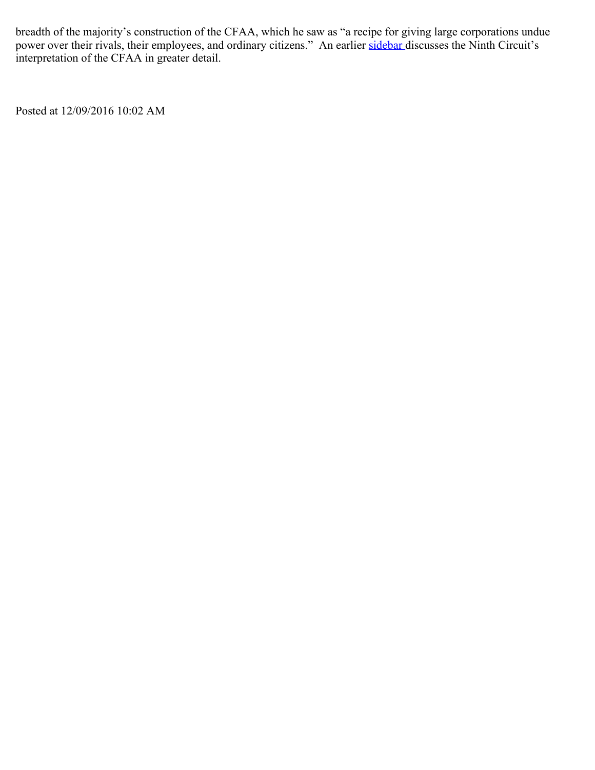breadth of the majority's construction of the CFAA, which he saw as "a recipe for giving large corporations undue power over their rivals, their employees, and ordinary citizens." An earlier sidebar discusses the Ninth Circuit's interpretation of the CFAA in greater detail.

Posted at 12/09/2016 10:02 AM